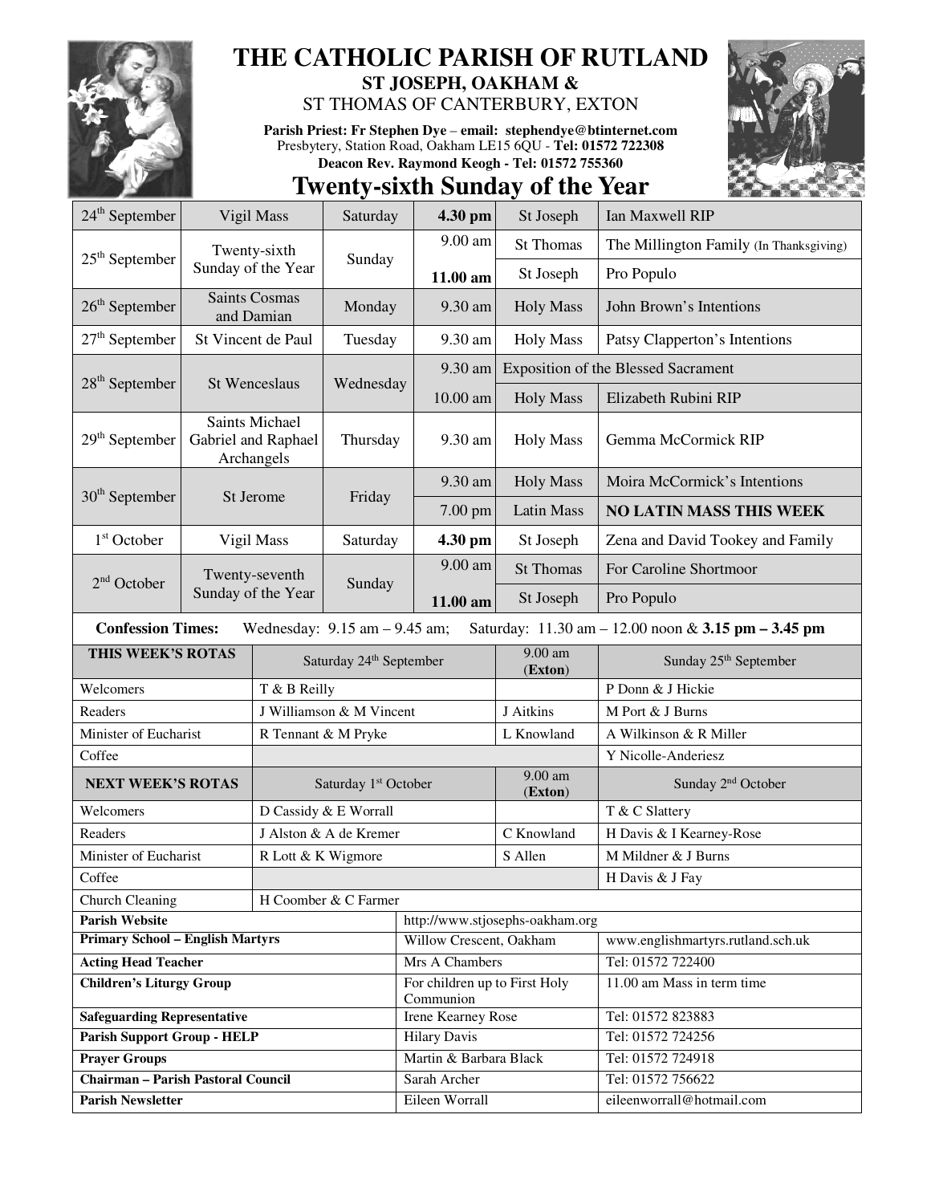# THE CATHOLIC PARISH OF RUTLAND

## ST JOSEPH, OAKHAM &

## ST THOMAS OF CANTERBURY, EXTON

**Parish Priest: Fr Stephen Dye** – **email: stephendye@btinternet.com**
Presbytery, Station Road, Oakham LE15 6QU - **Tel: 01572 722308**
**Deacon Rev. Raymond Keogh - Tel: 01572 755360**

# Twenty-sixth Sunday of the Year

| Date | Feast | Day | Time | Place | Intention |
|---|---|---|---|---|---|
| 24th September | Vigil Mass | Saturday | **4.30 pm** | St Joseph | Ian Maxwell RIP |
| 25th September | Twenty-sixth Sunday of the Year | Sunday | 9.00 am | St Thomas | The Millington Family (In Thanksgiving) |
| | | | **11.00 am** | St Joseph | Pro Populo |
| 26th September | Saints Cosmas and Damian | Monday | 9.30 am | Holy Mass | John Brown's Intentions |
| 27th September | St Vincent de Paul | Tuesday | 9.30 am | Holy Mass | Patsy Clapperton's Intentions |
| 28th September | St Wenceslaus | Wednesday | 9.30 am | Exposition of the Blessed Sacrament | |
| | | | 10.00 am | Holy Mass | Elizabeth Rubini RIP |
| 29th September | Saints Michael Gabriel and Raphael Archangels | Thursday | 9.30 am | Holy Mass | Gemma McCormick RIP |
| 30th September | St Jerome | Friday | 9.30 am | Holy Mass | Moira McCormick's Intentions |
| | | | 7.00 pm | Latin Mass | **NO LATIN MASS THIS WEEK** |
| 1st October | Vigil Mass | Saturday | **4.30 pm** | St Joseph | Zena and David Tookey and Family |
| 2nd October | Twenty-seventh Sunday of the Year | Sunday | 9.00 am | St Thomas | For Caroline Shortmoor |
| | | | **11.00 am** | St Joseph | Pro Populo |

**Confession Times:** Wednesday: 9.15 am – 9.45 am; Saturday: 11.30 am – 12.00 noon & **3.15 pm – 3.45 pm**

| **THIS WEEK'S ROTAS** | Saturday 24th September | 9.00 am (**Exton**) | Sunday 25th September |
|---|---|---|---|
| Welcomers | T & B Reilly | | P Donn & J Hickie |
| Readers | J Williamson & M Vincent | J Aitkins | M Port & J Burns |
| Minister of Eucharist | R Tennant & M Pryke | L Knowland | A Wilkinson & R Miller |
| Coffee | | | Y Nicolle-Anderiesz |
| **NEXT WEEK'S ROTAS** | Saturday 1st October | 9.00 am (**Exton**) | Sunday 2nd October |
| Welcomers | D Cassidy & E Worrall | | T & C Slattery |
| Readers | J Alston & A de Kremer | C Knowland | H Davis & I Kearney-Rose |
| Minister of Eucharist | R Lott & K Wigmore | S Allen | M Mildner & J Burns |
| Coffee | | | H Davis & J Fay |
| Church Cleaning | H Coomber & C Farmer | | |

| | | |
|---|---|---|
| **Parish Website** | http://www.stjosephs-oakham.org | |
| **Primary School – English Martyrs** | Willow Crescent, Oakham | www.englishmartyrs.rutland.sch.uk |
| **Acting Head Teacher** | Mrs A Chambers | Tel: 01572 722400 |
| **Children's Liturgy Group** | For children up to First Holy Communion | 11.00 am Mass in term time |
| **Safeguarding Representative** | Irene Kearney Rose | Tel: 01572 823883 |
| **Parish Support Group - HELP** | Hilary Davis | Tel: 01572 724256 |
| **Prayer Groups** | Martin & Barbara Black | Tel: 01572 724918 |
| **Chairman – Parish Pastoral Council** | Sarah Archer | Tel: 01572 756622 |
| **Parish Newsletter** | Eileen Worrall | eileenworrall@hotmail.com |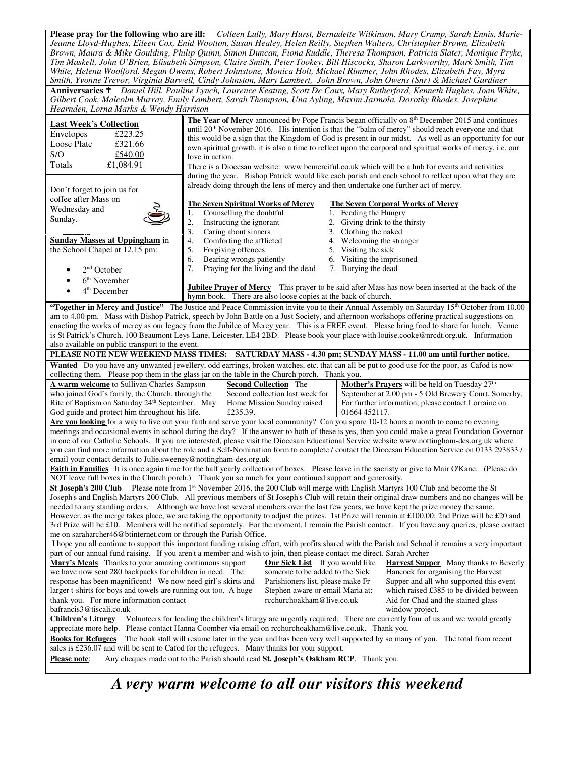**Please pray for the following who are ill:** *Colleen Lully, Mary Hurst, Bernadette Wilkinson, Mary Crump, Sarah Ennis, Marie-Jeanne Lloyd-Hughes, Eileen Cox, Enid Wootton, Susan Healey, Helen Reilly, Stephen Walters, Christopher Brown, Elizabeth Brown, Maura & Mike Goulding, Philip Quinn, Simon Duncan, Fiona Ruddle, Theresa Thompson, Patricia Slater, Monique Pryke, Tim Maskell, John O'Brien, Elisabeth Simpson, Claire Smith, Peter Tookey, Bill Hiscocks, Sharon Larkworthy, Mark Smith, Tim White, Helena Woolford, Megan Owens, Robert Johnstone, Monica Holt, Michael Rimmer, John Rhodes, Elizabeth Fay, Myra Smith, Yvonne Trevor, Virginia Barwell, Cindy Johnston, Mary Lambert, John Brown, John Owens (Snr) & Michael Gardiner*

**Anniversaries ✝** *Daniel Hill, Pauline Lynch, Laurence Keating, Scott De Caux, Mary Rutherford, Kenneth Hughes, Joan White, Gilbert Cook, Malcolm Murray, Emily Lambert, Sarah Thompson, Una Ayling, Maxim Jarmola, Dorothy Rhodes, Josephine Hearnden, Lorna Marks & Wendy Harrison*

**Last Week's Collection**

| | |
|---|---|
| Envelopes | £223.25 |
| Loose Plate | £321.66 |
| S/O | £540.00 |
| Totals | £1,084.91 |

Don't forget to join us for coffee after Mass on Wednesday and Sunday.

**Sunday Masses at Uppingham** in the School Chapel at 12.15 pm:

- 2nd October
- 6th November
- 4th December

**The Year of Mercy** announced by Pope Francis began officially on 8th December 2015 and continues until 20th November 2016. His intention is that the "balm of mercy" should reach everyone and that this would be a sign that the Kingdom of God is present in our midst. As well as an opportunity for our own spiritual growth, it is also a time to reflect upon the corporal and spiritual works of mercy, i.e. our love in action.

There is a Diocesan website: www.bemerciful.co.uk which will be a hub for events and activities during the year. Bishop Patrick would like each parish and each school to reflect upon what they are already doing through the lens of mercy and then undertake one further act of mercy.

**The Seven Spiritual Works of Mercy**

1. Counselling the doubtful
2. Instructing the ignorant
3. Caring about sinners
4. Comforting the afflicted
5. Forgiving offences
6. Bearing wrongs patiently
7. Praying for the living and the dead

**The Seven Corporal Works of Mercy**

1. Feeding the Hungry
2. Giving drink to the thirsty
3. Clothing the naked
4. Welcoming the stranger
5. Visiting the sick
6. Visiting the imprisoned
7. Burying the dead

**Jubilee Prayer of Mercy** This prayer to be said after Mass has now been inserted at the back of the hymn book. There are also loose copies at the back of church.

**"Together in Mercy and Justice"** The Justice and Peace Commission invite you to their Annual Assembly on Saturday 15th October from 10.00 am to 4.00 pm. Mass with Bishop Patrick, speech by John Battle on a Just Society, and afternoon workshops offering practical suggestions on enacting the works of mercy as our legacy from the Jubilee of Mercy year. This is a FREE event. Please bring food to share for lunch. Venue is St Patrick's Church, 100 Beaumont Leys Lane, Leicester, LE4 2BD. Please book your place with louise.cooke@nrcdt.org.uk. Information also available on public transport to the event.

**PLEASE NOTE NEW WEEKEND MASS TIMES: SATURDAY MASS - 4.30 pm; SUNDAY MASS - 11.00 am until further notice.**

**Wanted** Do you have any unwanted jewellery, odd earrings, broken watches, etc. that can all be put to good use for the poor, as Cafod is now collecting them. Please pop them in the glass jar on the table in the Church porch. Thank you.

**A warm welcome** to Sullivan Charles Sampson who joined God's family, the Church, through the Rite of Baptism on Saturday 24th September. May God guide and protect him throughout his life.

**Second Collection** The Second collection last week for Home Mission Sunday raised £235.39.

**Mother's Prayers** will be held on Tuesday 27th September at 2.00 pm - 5 Old Brewery Court, Somerby. For further information, please contact Lorraine on 01664 452117.

**Are you looking** for a way to live out your faith and serve your local community? Can you spare 10-12 hours a month to come to evening meetings and occasional events in school during the day? If the answer to both of these is yes, then you could make a great Foundation Governor in one of our Catholic Schools. If you are interested, please visit the Diocesan Educational Service website www.nottingham-des.org.uk where you can find more information about the role and a Self-Nomination form to complete / contact the Diocesan Education Service on 0133 293833 / email your contact details to Julie.sweeney@nottingham-des.org.uk

**Faith in Families** It is once again time for the half yearly collection of boxes. Please leave in the sacristy or give to Mair O'Kane. (Please do NOT leave full boxes in the Church porch.) Thank you so much for your continued support and generosity.

**St Joseph's 200 Club** Please note from 1st November 2016, the 200 Club will merge with English Martyrs 100 Club and become the St Joseph's and English Martyrs 200 Club. All previous members of St Joseph's Club will retain their original draw numbers and no changes will be needed to any standing orders. Although we have lost several members over the last few years, we have kept the prize money the same. However, as the merge takes place, we are taking the opportunity to adjust the prizes. 1st Prize will remain at £100.00; 2nd Prize will be £20 and 3rd Prize will be £10. Members will be notified separately. For the moment, I remain the Parish contact. If you have any queries, please contact me on saraharcher46@btinternet.com or through the Parish Office.

I hope you all continue to support this important funding raising effort, with profits shared with the Parish and School it remains a very important part of our annual fund raising. If you aren't a member and wish to join, then please contact me direct. Sarah Archer

**Mary's Meals** Thanks to your amazing continuous support we have now sent 280 backpacks for children in need. The response has been magnificent! We now need girl's skirts and larger t-shirts for boys and towels are running out too. A huge thank you. For more information contact bafrancis3@tiscali.co.uk

**Our Sick List** If you would like someone to be added to the Sick Parishioners list, please make Fr Stephen aware or email Maria at: rcchurchoakham@live.co.uk

**Harvest Supper** Many thanks to Beverly Hancock for organising the Harvest Supper and all who supported this event which raised £385 to be divided between Aid for Chad and the stained glass window project.

**Children's Liturgy** Volunteers for leading the children's liturgy are urgently required. There are currently four of us and we would greatly appreciate more help. Please contact Hanna Coomber via email on rcchurchoakham@live.co.uk. Thank you.

**Books for Refugees** The book stall will resume later in the year and has been very well supported by so many of you. The total from recent sales is £236.07 and will be sent to Cafod for the refugees. Many thanks for your support.

**Please note**: Any cheques made out to the Parish should read **St. Joseph's Oakham RCP**. Thank you.

***A very warm welcome to all our visitors this weekend***